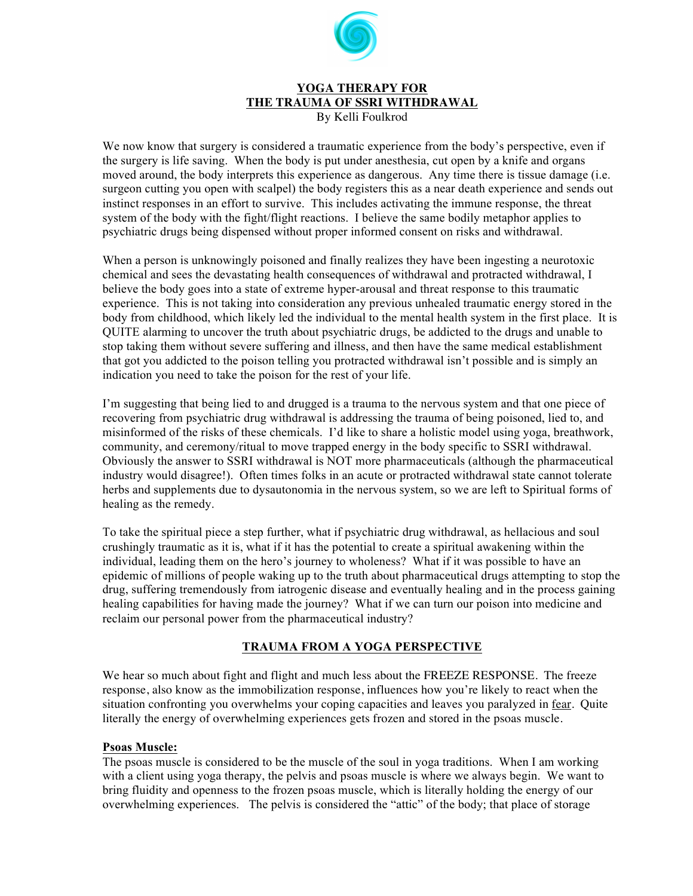# YOGA THERAPY FOR THE TRAUMA OF SSRI WITHDRAWAL

By Kelli Foulkrod

We now know that surgery is considered a traumatic experience from the body's perspective, even if the surgery is life saving. When the body is put under anesthesia, cut open by a knife and organs moved around, the body interprets this experience as dangerous. Any time there is tissue damage (i.e. surgeon cutting you open with scalpel) the body registers this as a near death experience and sends out instinct responses in an effort to survive. This includes activating the immune response, the threat system of the body with the fight/flight reactions. I believe the same bodily metaphor applies to psychiatric drugs being dispensed without proper informed consent on risks and withdrawal.

When a person is unknowingly poisoned and finally realizes they have been ingesting a neurotoxic chemical and sees the devastating health consequences of withdrawal and protracted withdrawal, I believe the body goes into a state of extreme hyper-arousal and threat response to this traumatic experience. This is not taking into consideration any previous unhealed traumatic energy stored in the body from childhood, which likely led the individual to the mental health system in the first place. It is QUITE alarming to uncover the truth about psychiatric drugs, be addicted to the drugs and unable to stop taking them without severe suffering and illness, and then have the same medical establishment that got you addicted to the poison telling you protracted withdrawal isn't possible and is simply an indication you need to take the poison for the rest of your life.

I'm suggesting that being lied to and drugged is a trauma to the nervous system and that one piece of recovering from psychiatric drug withdrawal is addressing the trauma of being poisoned, lied to, and misinformed of the risks of these chemicals. I'd like to share a holistic model using yoga, breathwork, community, and ceremony/ritual to move trapped energy in the body specific to SSRI withdrawal. Obviously the answer to SSRI withdrawal is NOT more pharmaceuticals (although the pharmaceutical industry would disagree!). Often times folks in an acute or protracted withdrawal state cannot tolerate herbs and supplements due to dysautonomia in the nervous system, so we are left to Spiritual forms of healing as the remedy.

To take the spiritual piece a step further, what if psychiatric drug withdrawal, as hellacious and soul crushingly traumatic as it is, what if it has the potential to create a spiritual awakening within the individual, leading them on the hero's journey to wholeness? What if it was possible to have an epidemic of millions of people waking up to the truth about pharmaceutical drugs attempting to stop the drug, suffering tremendously from iatrogenic disease and eventually healing and in the process gaining healing capabilities for having made the journey? What if we can turn our poison into medicine and reclaim our personal power from the pharmaceutical industry?

## TRAUMA FROM A YOGA PERSPECTIVE

We hear so much about fight and flight and much less about the FREEZE RESPONSE. The freeze response, also know as the immobilization response, influences how you're likely to react when the situation confronting you overwhelms your coping capacities and leaves you paralyzed in fear. Quite literally the energy of overwhelming experiences gets frozen and stored in the psoas muscle.

### Psoas Muscle:

The psoas muscle is considered to be the muscle of the soul in yoga traditions. When I am working with a client using yoga therapy, the pelvis and psoas muscle is where we always begin. We want to bring fluidity and openness to the frozen psoas muscle, which is literally holding the energy of our overwhelming experiences. The pelvis is considered the "attic" of the body; that place of storage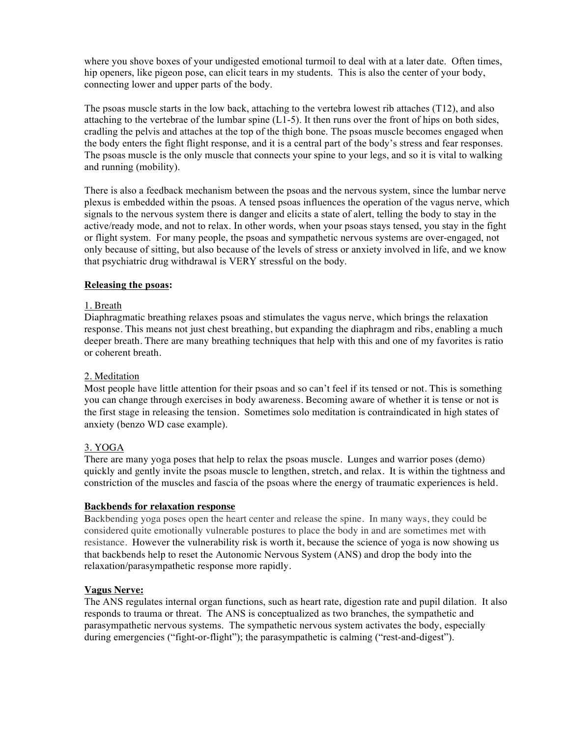where you shove boxes of your undigested emotional turmoil to deal with at a later date. Often times, hip openers, like pigeon pose, can elicit tears in my students. This is also the center of your body, connecting lower and upper parts of the body.

The psoas muscle starts in the low back, attaching to the vertebra lowest rib attaches (T12), and also attaching to the vertebrae of the lumbar spine (L1-5). It then runs over the front of hips on both sides, cradling the pelvis and attaches at the top of the thigh bone. The psoas muscle becomes engaged when the body enters the fight flight response, and it is a central part of the body's stress and fear responses. The psoas muscle is the only muscle that connects your spine to your legs, and so it is vital to walking and running (mobility).

There is also a feedback mechanism between the psoas and the nervous system, since the lumbar nerve plexus is embedded within the psoas. A tensed psoas influences the operation of the vagus nerve, which signals to the nervous system there is danger and elicits a state of alert, telling the body to stay in the active/ready mode, and not to relax. In other words, when your psoas stays tensed, you stay in the fight or flight system. For many people, the psoas and sympathetic nervous systems are over-engaged, not only because of sitting, but also because of the levels of stress or anxiety involved in life, and we know that psychiatric drug withdrawal is VERY stressful on the body.

**Releasing the psoas:**

1. Breath

Diaphragmatic breathing relaxes psoas and stimulates the vagus nerve, which brings the relaxation response. This means not just chest breathing, but expanding the diaphragm and ribs, enabling a much deeper breath. There are many breathing techniques that help with this and one of my favorites is ratio or coherent breath.

2. Meditation

Most people have little attention for their psoas and so can't feel if its tensed or not. This is something you can change through exercises in body awareness. Becoming aware of whether it is tense or not is the first stage in releasing the tension. Sometimes solo meditation is contraindicated in high states of anxiety (benzo WD case example).

3. YOGA

There are many yoga poses that help to relax the psoas muscle. Lunges and warrior poses (demo) quickly and gently invite the psoas muscle to lengthen, stretch, and relax. It is within the tightness and constriction of the muscles and fascia of the psoas where the energy of traumatic experiences is held.

**Backbends for relaxation response**

Backbending yoga poses open the heart center and release the spine. In many ways, they could be considered quite emotionally vulnerable postures to place the body in and are sometimes met with resistance. However the vulnerability risk is worth it, because the science of yoga is now showing us that backbends help to reset the Autonomic Nervous System (ANS) and drop the body into the relaxation/parasympathetic response more rapidly.

**Vagus Nerve:**

The ANS regulates internal organ functions, such as heart rate, digestion rate and pupil dilation. It also responds to trauma or threat. The ANS is conceptualized as two branches, the sympathetic and parasympathetic nervous systems. The sympathetic nervous system activates the body, especially during emergencies ("fight-or-flight"); the parasympathetic is calming ("rest-and-digest").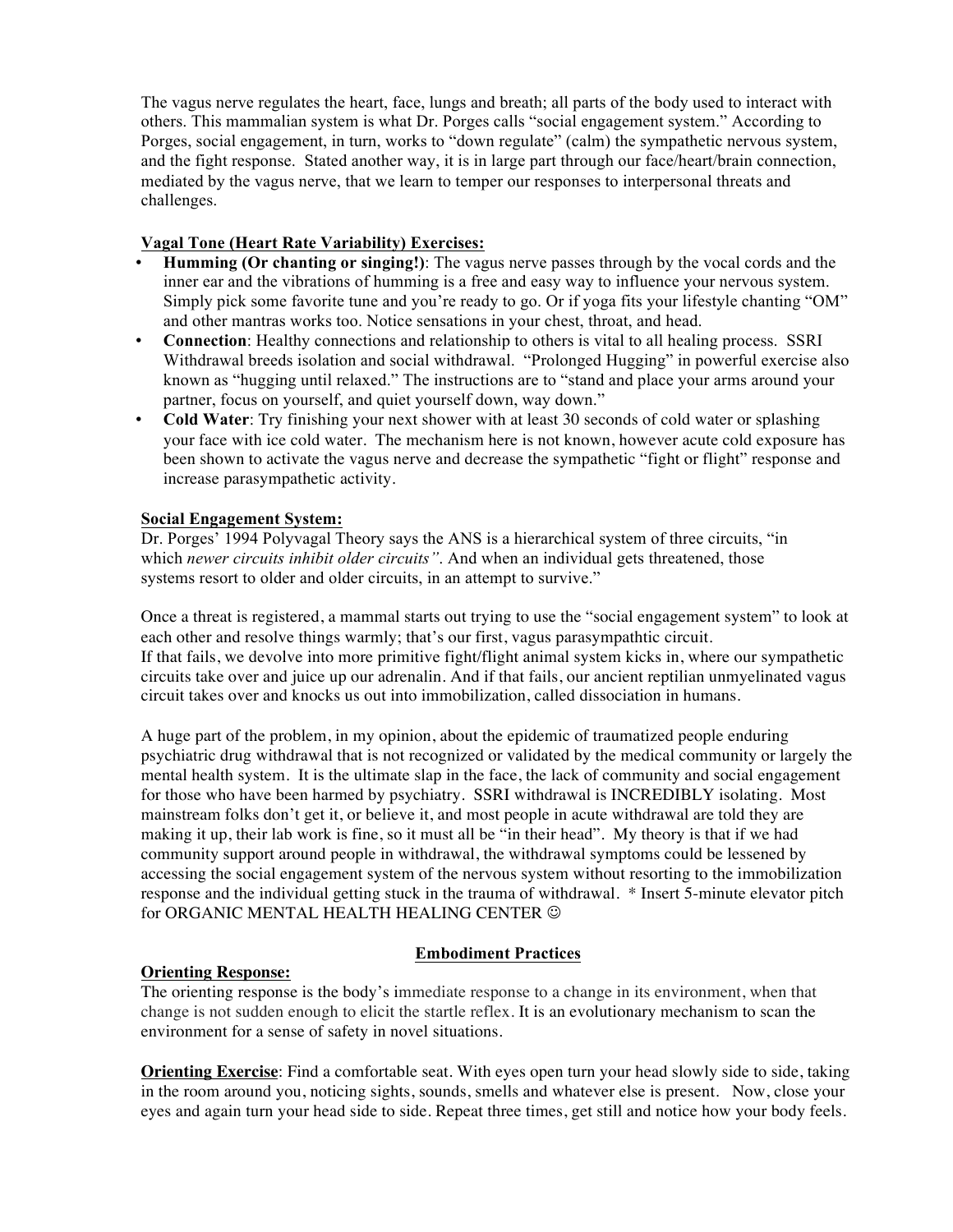The vagus nerve regulates the heart, face, lungs and breath; all parts of the body used to interact with others. This mammalian system is what Dr. Porges calls "social engagement system." According to Porges, social engagement, in turn, works to "down regulate" (calm) the sympathetic nervous system, and the fight response. Stated another way, it is in large part through our face/heart/brain connection, mediated by the vagus nerve, that we learn to temper our responses to interpersonal threats and challenges.

**Vagal Tone (Heart Rate Variability) Exercises:**

- **Humming (Or chanting or singing!)**: The vagus nerve passes through by the vocal cords and the inner ear and the vibrations of humming is a free and easy way to influence your nervous system. Simply pick some favorite tune and you're ready to go. Or if yoga fits your lifestyle chanting "OM" and other mantras works too. Notice sensations in your chest, throat, and head.
- **Connection**: Healthy connections and relationship to others is vital to all healing process. SSRI Withdrawal breeds isolation and social withdrawal. "Prolonged Hugging" in powerful exercise also known as "hugging until relaxed." The instructions are to "stand and place your arms around your partner, focus on yourself, and quiet yourself down, way down."
- **Cold Water**: Try finishing your next shower with at least 30 seconds of cold water or splashing your face with ice cold water. The mechanism here is not known, however acute cold exposure has been shown to activate the vagus nerve and decrease the sympathetic "fight or flight" response and increase parasympathetic activity.

**Social Engagement System:**

Dr. Porges' 1994 Polyvagal Theory says the ANS is a hierarchical system of three circuits, "in which *newer circuits inhibit older circuits"*. And when an individual gets threatened, those systems resort to older and older circuits, in an attempt to survive."

Once a threat is registered, a mammal starts out trying to use the "social engagement system" to look at each other and resolve things warmly; that's our first, vagus parasympathtic circuit.
If that fails, we devolve into more primitive fight/flight animal system kicks in, where our sympathetic circuits take over and juice up our adrenalin. And if that fails, our ancient reptilian unmyelinated vagus circuit takes over and knocks us out into immobilization, called dissociation in humans.

A huge part of the problem, in my opinion, about the epidemic of traumatized people enduring psychiatric drug withdrawal that is not recognized or validated by the medical community or largely the mental health system. It is the ultimate slap in the face, the lack of community and social engagement for those who have been harmed by psychiatry. SSRI withdrawal is INCREDIBLY isolating. Most mainstream folks don't get it, or believe it, and most people in acute withdrawal are told they are making it up, their lab work is fine, so it must all be "in their head". My theory is that if we had community support around people in withdrawal, the withdrawal symptoms could be lessened by accessing the social engagement system of the nervous system without resorting to the immobilization response and the individual getting stuck in the trauma of withdrawal. * Insert 5-minute elevator pitch for ORGANIC MENTAL HEALTH HEALING CENTER ☺

## Embodiment Practices

**Orienting Response:**

The orienting response is the body's immediate response to a change in its environment, when that change is not sudden enough to elicit the startle reflex. It is an evolutionary mechanism to scan the environment for a sense of safety in novel situations.

**Orienting Exercise**: Find a comfortable seat. With eyes open turn your head slowly side to side, taking in the room around you, noticing sights, sounds, smells and whatever else is present. Now, close your eyes and again turn your head side to side. Repeat three times, get still and notice how your body feels.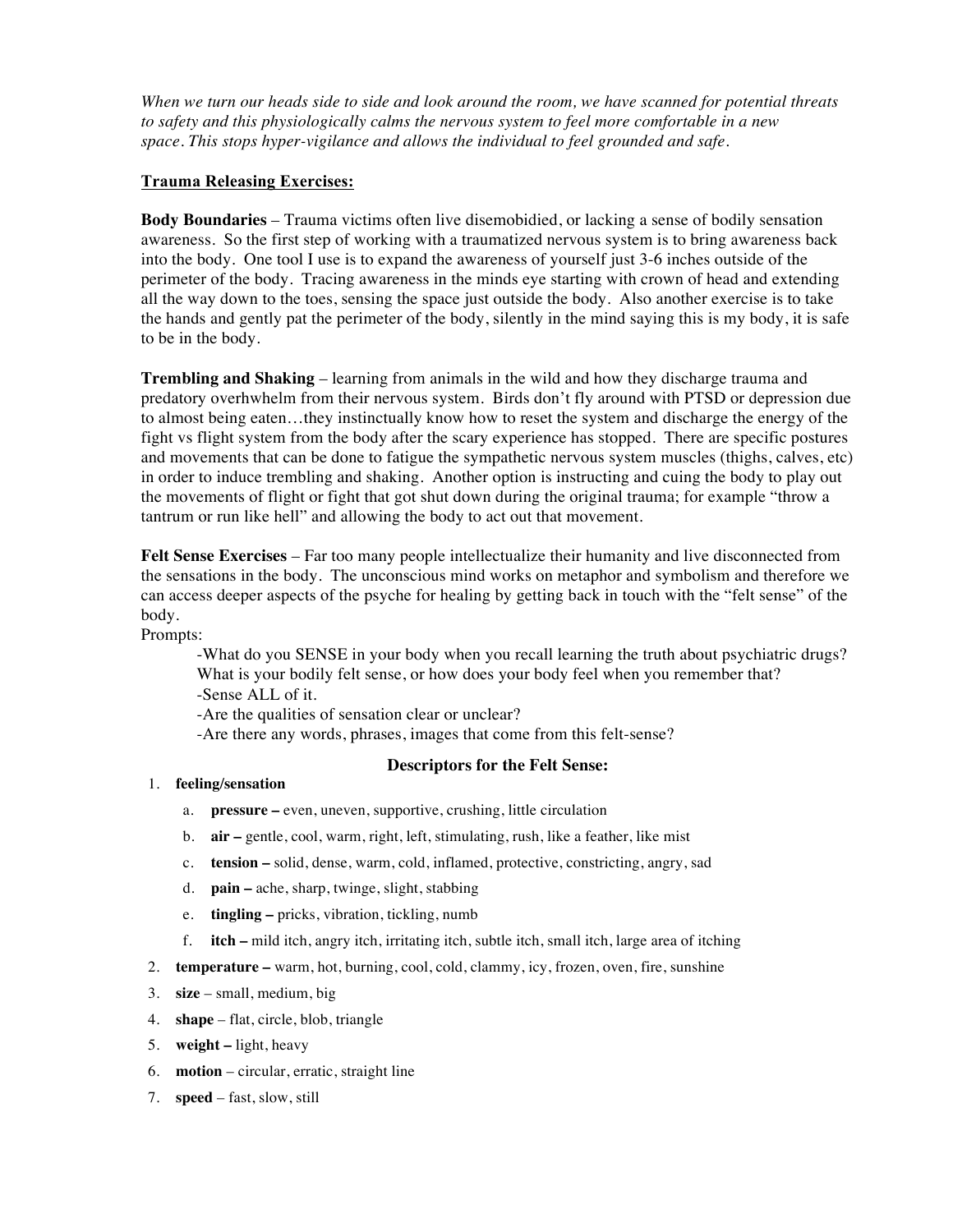*When we turn our heads side to side and look around the room, we have scanned for potential threats to safety and this physiologically calms the nervous system to feel more comfortable in a new space. This stops hyper-vigilance and allows the individual to feel grounded and safe.*

**Trauma Releasing Exercises:**

**Body Boundaries** – Trauma victims often live disemobidied, or lacking a sense of bodily sensation awareness. So the first step of working with a traumatized nervous system is to bring awareness back into the body. One tool I use is to expand the awareness of yourself just 3-6 inches outside of the perimeter of the body. Tracing awareness in the minds eye starting with crown of head and extending all the way down to the toes, sensing the space just outside the body. Also another exercise is to take the hands and gently pat the perimeter of the body, silently in the mind saying this is my body, it is safe to be in the body.

**Trembling and Shaking** – learning from animals in the wild and how they discharge trauma and predatory overhwhelm from their nervous system. Birds don't fly around with PTSD or depression due to almost being eaten…they instinctually know how to reset the system and discharge the energy of the fight vs flight system from the body after the scary experience has stopped. There are specific postures and movements that can be done to fatigue the sympathetic nervous system muscles (thighs, calves, etc) in order to induce trembling and shaking. Another option is instructing and cuing the body to play out the movements of flight or fight that got shut down during the original trauma; for example "throw a tantrum or run like hell" and allowing the body to act out that movement.

**Felt Sense Exercises** – Far too many people intellectualize their humanity and live disconnected from the sensations in the body. The unconscious mind works on metaphor and symbolism and therefore we can access deeper aspects of the psyche for healing by getting back in touch with the "felt sense" of the body.

Prompts:

-What do you SENSE in your body when you recall learning the truth about psychiatric drugs? What is your bodily felt sense, or how does your body feel when you remember that?
-Sense ALL of it.
-Are the qualities of sensation clear or unclear?
-Are there any words, phrases, images that come from this felt-sense?

**Descriptors for the Felt Sense:**

1. **feeling/sensation**
   a. **pressure –** even, uneven, supportive, crushing, little circulation
   b. **air –** gentle, cool, warm, right, left, stimulating, rush, like a feather, like mist
   c. **tension –** solid, dense, warm, cold, inflamed, protective, constricting, angry, sad
   d. **pain –** ache, sharp, twinge, slight, stabbing
   e. **tingling –** pricks, vibration, tickling, numb
   f. **itch –** mild itch, angry itch, irritating itch, subtle itch, small itch, large area of itching
2. **temperature –** warm, hot, burning, cool, cold, clammy, icy, frozen, oven, fire, sunshine
3. **size** – small, medium, big
4. **shape** – flat, circle, blob, triangle
5. **weight –** light, heavy
6. **motion** – circular, erratic, straight line
7. **speed** – fast, slow, still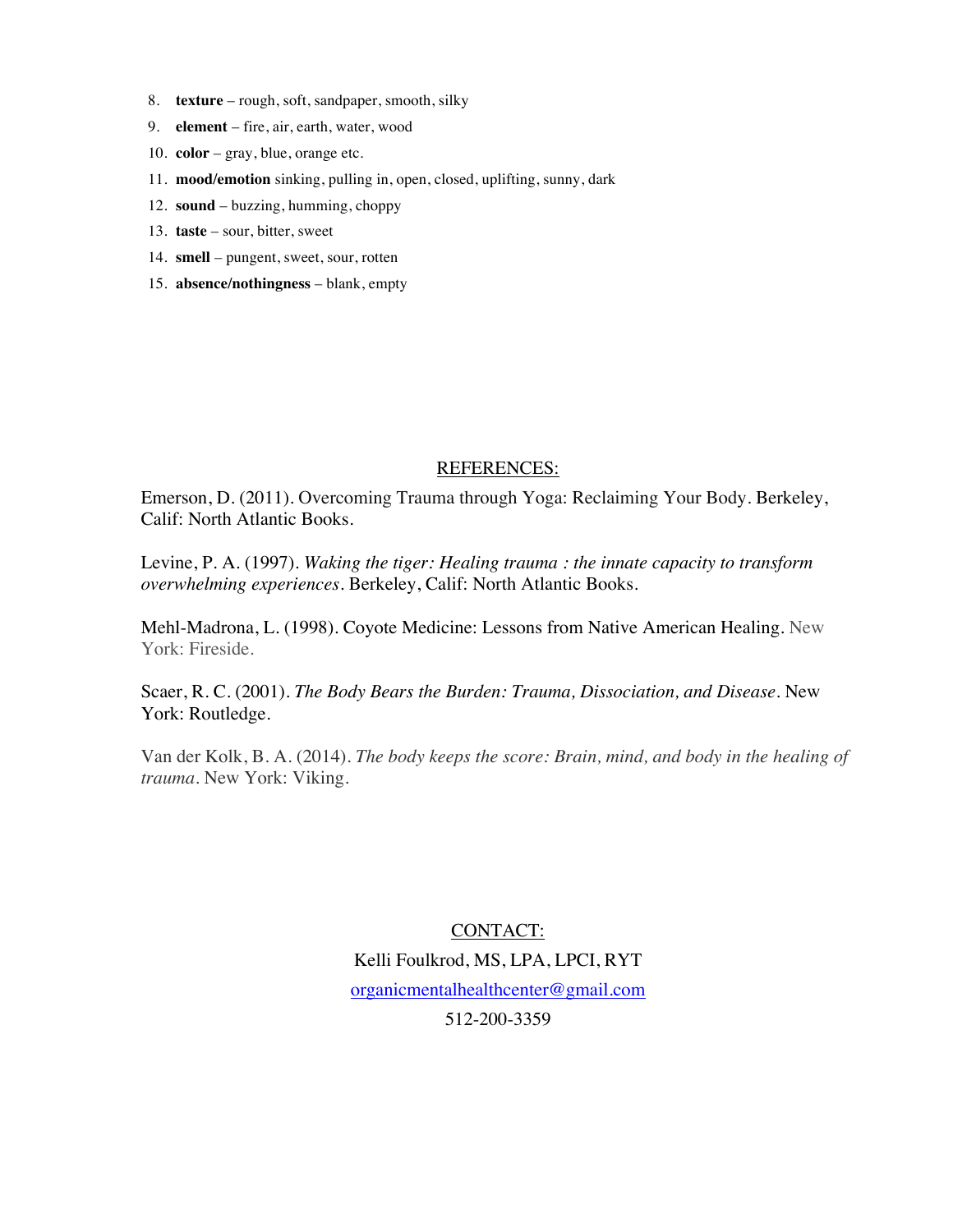8. **texture** – rough, soft, sandpaper, smooth, silky
9. **element** – fire, air, earth, water, wood
10. **color** – gray, blue, orange etc.
11. **mood/emotion** sinking, pulling in, open, closed, uplifting, sunny, dark
12. **sound** – buzzing, humming, choppy
13. **taste** – sour, bitter, sweet
14. **smell** – pungent, sweet, sour, rotten
15. **absence/nothingness** – blank, empty

## REFERENCES:

Emerson, D. (2011). Overcoming Trauma through Yoga: Reclaiming Your Body. Berkeley, Calif: North Atlantic Books.

Levine, P. A. (1997). *Waking the tiger: Healing trauma : the innate capacity to transform overwhelming experiences*. Berkeley, Calif: North Atlantic Books.

Mehl-Madrona, L. (1998). Coyote Medicine: Lessons from Native American Healing. New York: Fireside.

Scaer, R. C. (2001). *The Body Bears the Burden: Trauma, Dissociation, and Disease*. New York: Routledge.

Van der Kolk, B. A. (2014). *The body keeps the score: Brain, mind, and body in the healing of trauma*. New York: Viking.

## CONTACT:

Kelli Foulkrod, MS, LPA, LPCI, RYT

organicmentalhealthcenter@gmail.com

512-200-3359